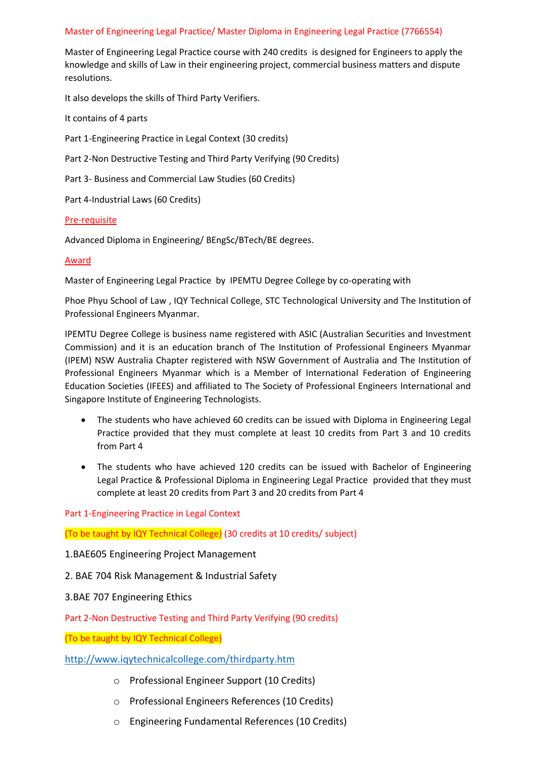## Master of Engineering Legal Practice/ Master Diploma in Engineering Legal Practice (7766554)

Master of Engineering Legal Practice course with 240 credits is designed for Engineers to apply the knowledge and skills of Law in their engineering project, commercial business matters and dispute resolutions.

It also develops the skills of Third Party Verifiers.

It contains of 4 parts

Part 1-Engineering Practice in Legal Context (30 credits)

Part 2-Non Destructive Testing and Third Party Verifying (90 Credits)

Part 3- Business and Commercial Law Studies (60 Credits)

Part 4-Industrial Laws (60 Credits)

### Pre-requisite

Advanced Diploma in Engineering/ BEngSc/BTech/BE degrees.

### Award

Master of Engineering Legal Practice by IPEMTU Degree College by co-operating with

Phoe Phyu School of Law , IQY Technical College, STC Technological University and The Institution of Professional Engineers Myanmar.

IPEMTU Degree College is business name registered with ASIC (Australian Securities and Investment Commission) and it is an education branch of The Institution of Professional Engineers Myanmar (IPEM) NSW Australia Chapter registered with NSW Government of Australia and The Institution of Professional Engineers Myanmar which is a Member of International Federation of Engineering Education Societies (IFEES) and affiliated to The Society of Professional Engineers International and Singapore Institute of Engineering Technologists.

- The students who have achieved 60 credits can be issued with Diploma in Engineering Legal Practice provided that they must complete at least 10 credits from Part 3 and 10 credits from Part 4
- The students who have achieved 120 credits can be issued with Bachelor of Engineering Legal Practice & Professional Diploma in Engineering Legal Practice provided that they must complete at least 20 credits from Part 3 and 20 credits from Part 4

### Part 1-Engineering Practice in Legal Context

(To be taught by IQY Technical College) (30 credits at 10 credits/ subject)

1. BAE605 Engineering Project Management
2. BAE 704 Risk Management & Industrial Safety
3. BAE 707 Engineering Ethics

### Part 2-Non Destructive Testing and Third Party Verifying (90 credits)

(To be taught by IQY Technical College)

http://www.iqytechnicalcollege.com/thirdparty.htm

- Professional Engineer Support (10 Credits)
- Professional Engineers References (10 Credits)
- Engineering Fundamental References (10 Credits)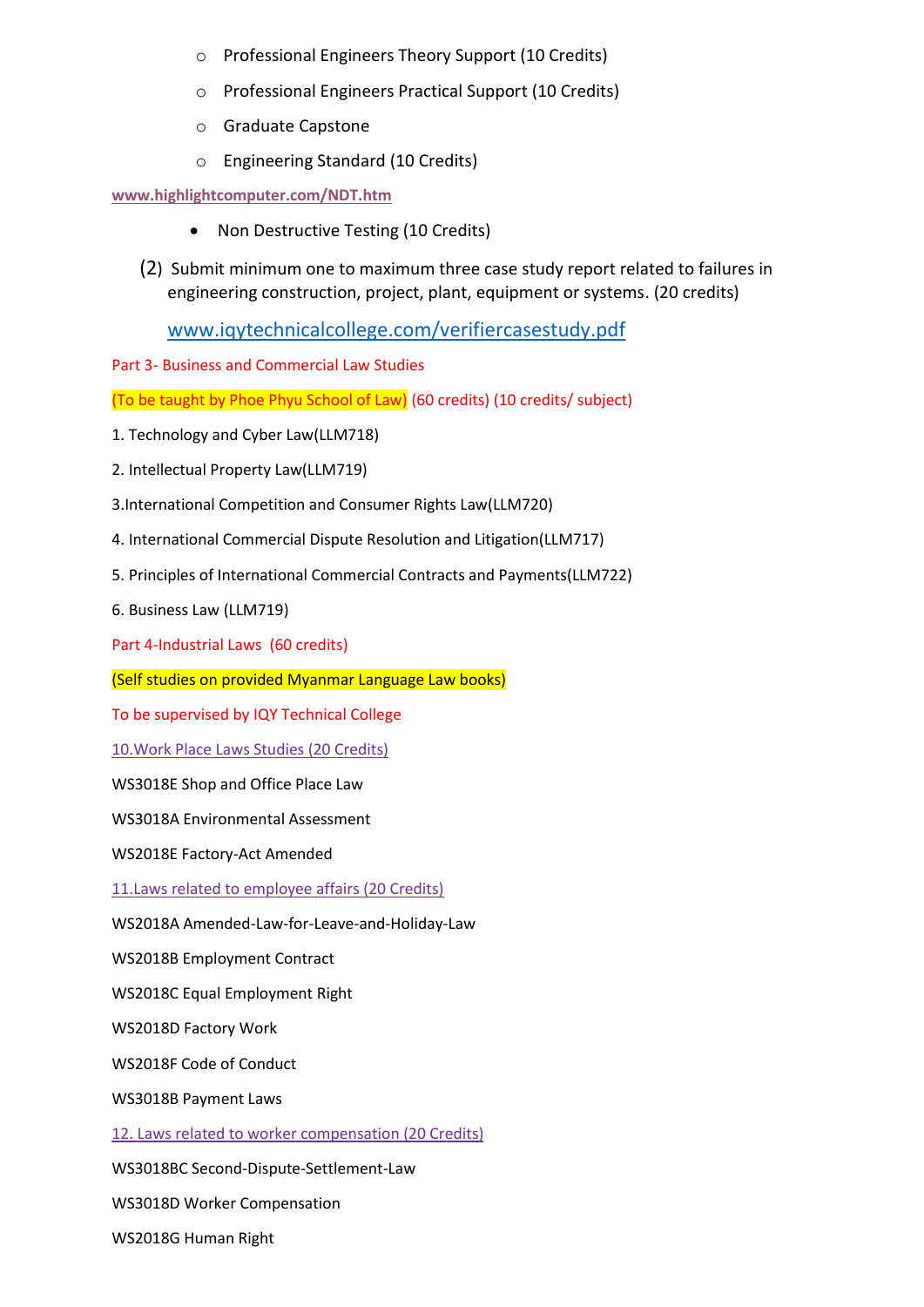- Professional Engineers Theory Support (10 Credits)
- Professional Engineers Practical Support (10 Credits)
- Graduate Capstone
- Engineering Standard (10 Credits)

www.highlightcomputer.com/NDT.htm

- Non Destructive Testing (10 Credits)

(2) Submit minimum one to maximum three case study report related to failures in engineering construction, project, plant, equipment or systems. (20 credits)

www.iqytechnicalcollege.com/verifiercasestudy.pdf

Part 3- Business and Commercial Law Studies

(To be taught by Phoe Phyu School of Law) (60 credits) (10 credits/ subject)

1. Technology and Cyber Law(LLM718)

2. Intellectual Property Law(LLM719)

3.International Competition and Consumer Rights Law(LLM720)

4. International Commercial Dispute Resolution and Litigation(LLM717)

5. Principles of International Commercial Contracts and Payments(LLM722)

6. Business Law (LLM719)

Part 4-Industrial Laws (60 credits)

(Self studies on provided Myanmar Language Law books)

To be supervised by IQY Technical College

10.Work Place Laws Studies (20 Credits)

WS3018E Shop and Office Place Law

WS3018A Environmental Assessment

WS2018E Factory-Act Amended

11.Laws related to employee affairs (20 Credits)

WS2018A Amended-Law-for-Leave-and-Holiday-Law

WS2018B Employment Contract

WS2018C Equal Employment Right

WS2018D Factory Work

WS2018F Code of Conduct

WS3018B Payment Laws

12. Laws related to worker compensation (20 Credits)

WS3018BC Second-Dispute-Settlement-Law

WS3018D Worker Compensation

WS2018G Human Right